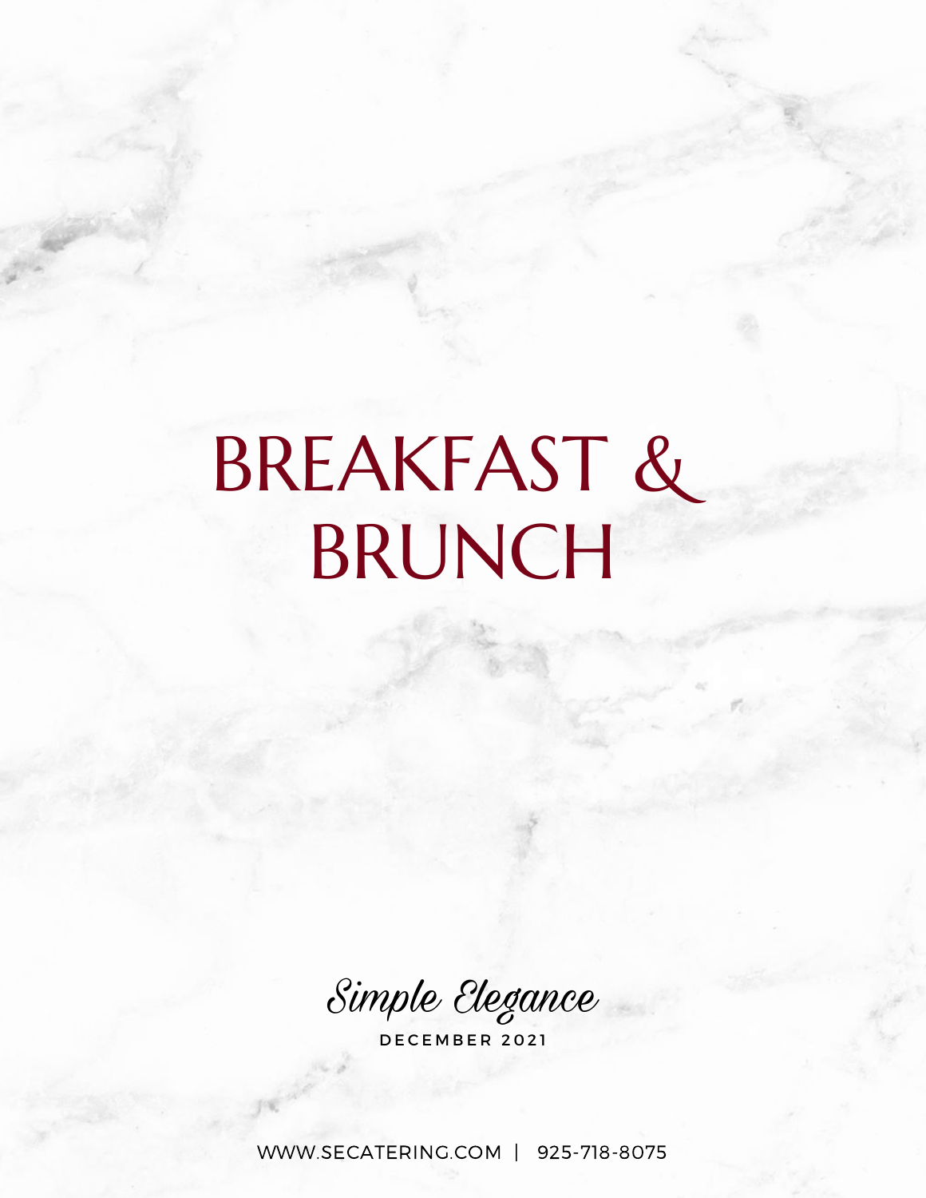# BREAKFAST & BRUNCH

*Simple Elegance*

DECEMBER 2021

WWW.SECATERING.COM | 925-718-8075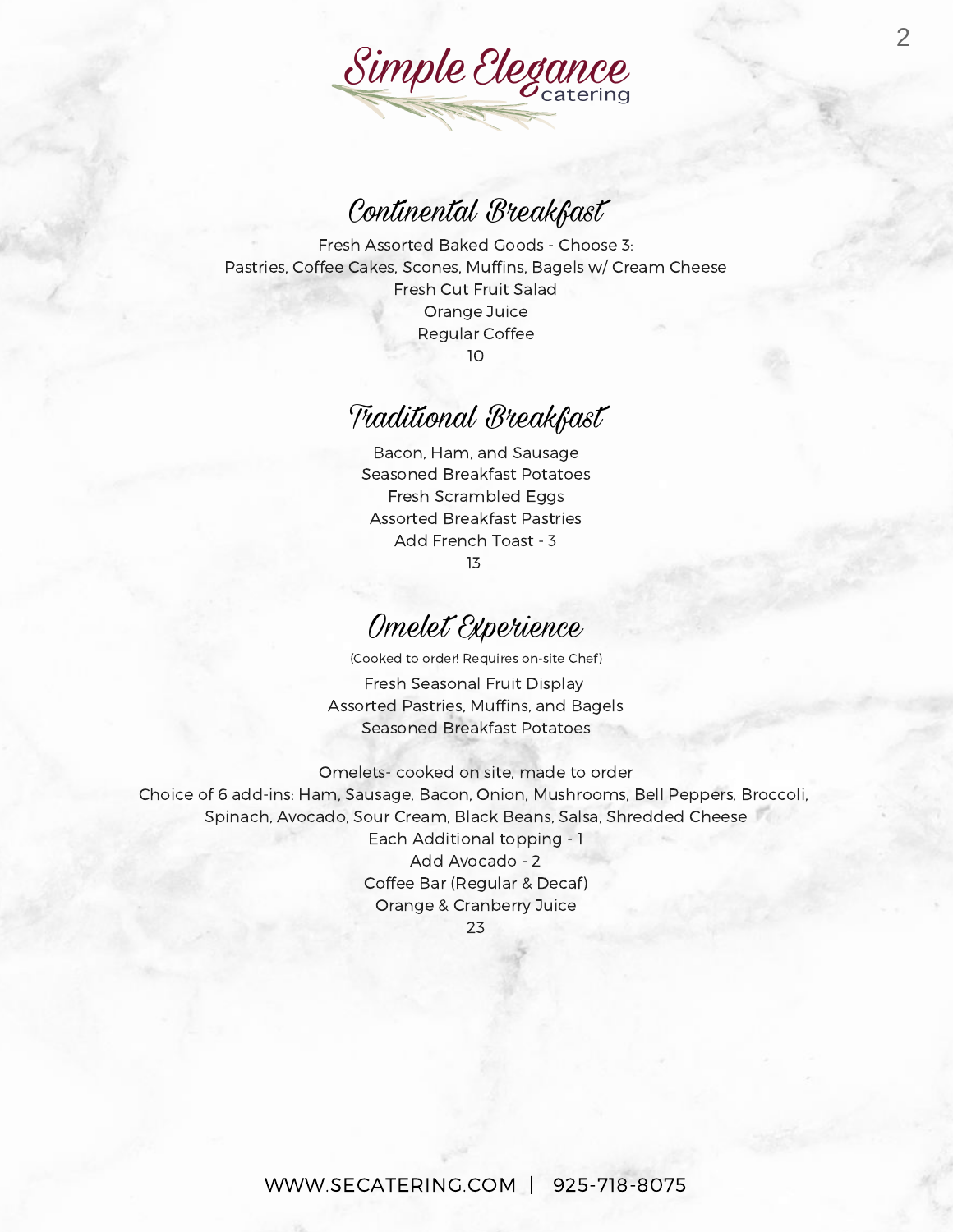# Simple Elegance catering

## Continental Breakfast

Fresh Assorted Baked Goods - Choose 3:
Pastries, Coffee Cakes, Scones, Muffins, Bagels w/ Cream Cheese
Fresh Cut Fruit Salad
Orange Juice
Regular Coffee
10

## Traditional Breakfast

Bacon, Ham, and Sausage
Seasoned Breakfast Potatoes
Fresh Scrambled Eggs
Assorted Breakfast Pastries
Add French Toast - 3
13

## Omelet Experience

(Cooked to order! Requires on-site Chef)

Fresh Seasonal Fruit Display
Assorted Pastries, Muffins, and Bagels
Seasoned Breakfast Potatoes

Omelets- cooked on site, made to order
Choice of 6 add-ins: Ham, Sausage, Bacon, Onion, Mushrooms, Bell Peppers, Broccoli, Spinach, Avocado, Sour Cream, Black Beans, Salsa, Shredded Cheese
Each Additional topping - 1
Add Avocado - 2
Coffee Bar (Regular & Decaf)
Orange & Cranberry Juice
23

WWW.SECATERING.COM | 925-718-8075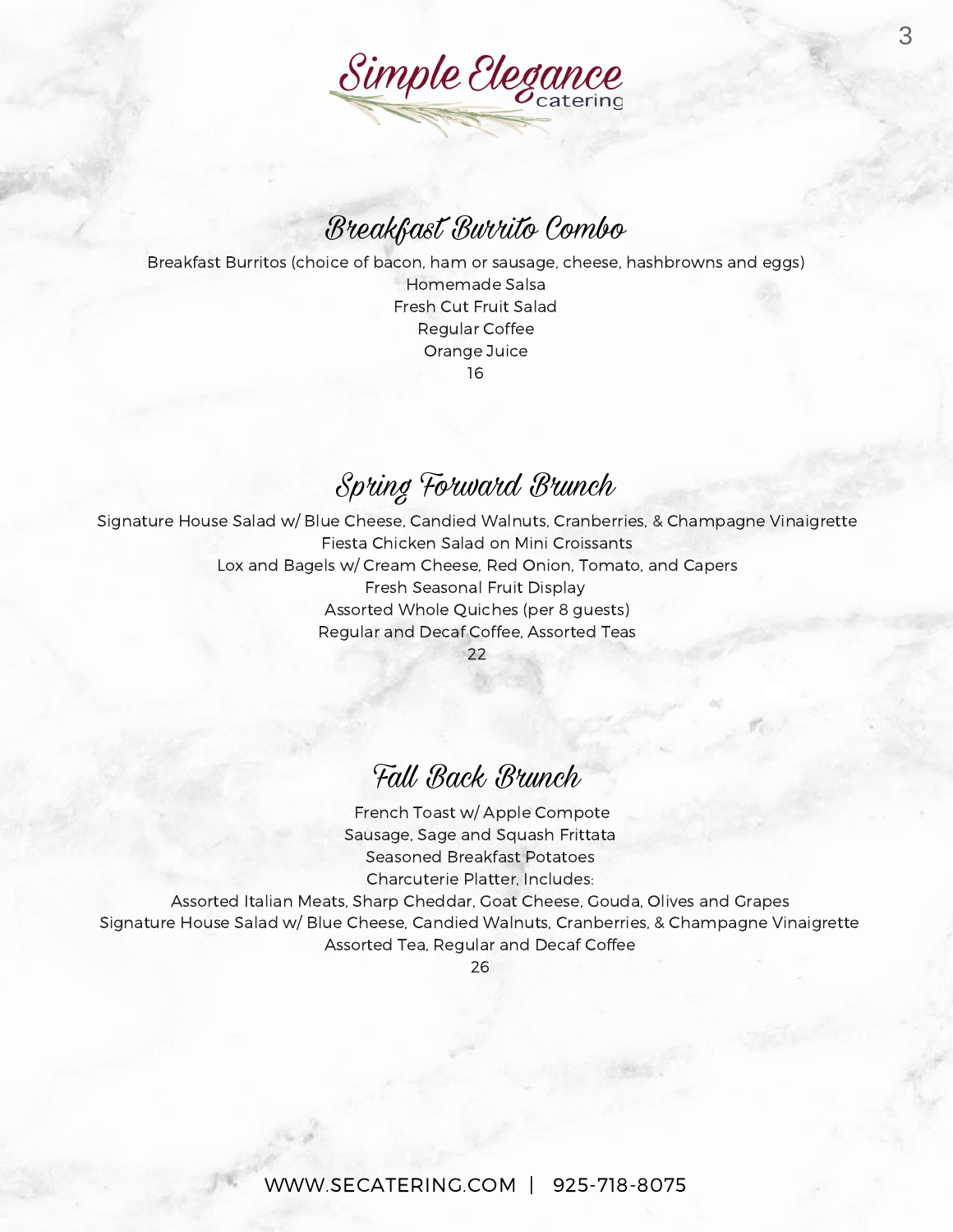# Simple Elegance catering

## Breakfast Burrito Combo

Breakfast Burritos (choice of bacon, ham or sausage, cheese, hashbrowns and eggs)
Homemade Salsa
Fresh Cut Fruit Salad
Regular Coffee
Orange Juice
16

## Spring Forward Brunch

Signature House Salad w/ Blue Cheese, Candied Walnuts, Cranberries, & Champagne Vinaigrette
Fiesta Chicken Salad on Mini Croissants
Lox and Bagels w/ Cream Cheese, Red Onion, Tomato, and Capers
Fresh Seasonal Fruit Display
Assorted Whole Quiches (per 8 guests)
Regular and Decaf Coffee, Assorted Teas
22

## Fall Back Brunch

French Toast w/ Apple Compote
Sausage, Sage and Squash Frittata
Seasoned Breakfast Potatoes
Charcuterie Platter, Includes:
Assorted Italian Meats, Sharp Cheddar, Goat Cheese, Gouda, Olives and Grapes
Signature House Salad w/ Blue Cheese, Candied Walnuts, Cranberries, & Champagne Vinaigrette
Assorted Tea, Regular and Decaf Coffee
26

WWW.SECATERING.COM | 925-718-8075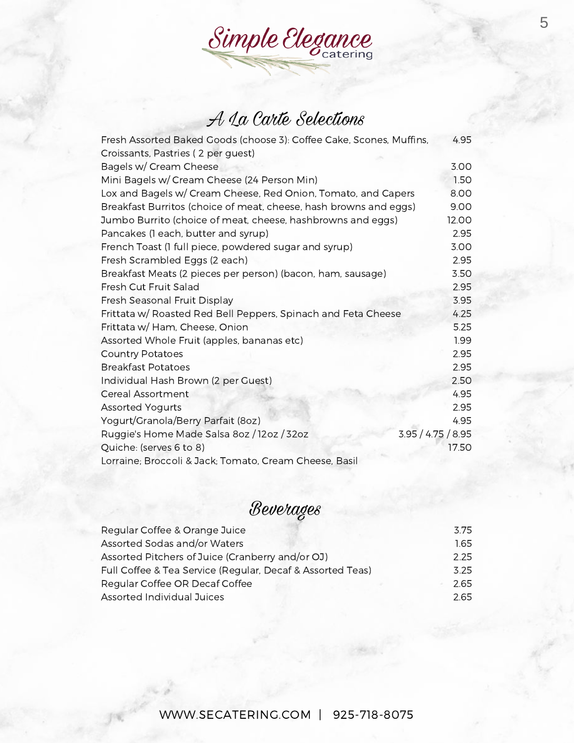# Simple Elegance catering

## A La Carte Selections

| | |
|---|---|
| Fresh Assorted Baked Goods (choose 3): Coffee Cake, Scones, Muffins, Croissants, Pastries ( 2 per guest) | 4.95 |
| Bagels w/ Cream Cheese | 3.00 |
| Mini Bagels w/ Cream Cheese (24 Person Min) | 1.50 |
| Lox and Bagels w/ Cream Cheese, Red Onion, Tomato, and Capers | 8.00 |
| Breakfast Burritos (choice of meat, cheese, hash browns and eggs) | 9.00 |
| Jumbo Burrito (choice of meat, cheese, hashbrowns and eggs) | 12.00 |
| Pancakes (1 each, butter and syrup) | 2.95 |
| French Toast (1 full piece, powdered sugar and syrup) | 3.00 |
| Fresh Scrambled Eggs (2 each) | 2.95 |
| Breakfast Meats (2 pieces per person) (bacon, ham, sausage) | 3.50 |
| Fresh Cut Fruit Salad | 2.95 |
| Fresh Seasonal Fruit Display | 3.95 |
| Frittata w/ Roasted Red Bell Peppers, Spinach and Feta Cheese | 4.25 |
| Frittata w/ Ham, Cheese, Onion | 5.25 |
| Assorted Whole Fruit (apples, bananas etc) | 1.99 |
| Country Potatoes | 2.95 |
| Breakfast Potatoes | 2.95 |
| Individual Hash Brown (2 per Guest) | 2.50 |
| Cereal Assortment | 4.95 |
| Assorted Yogurts | 2.95 |
| Yogurt/Granola/Berry Parfait (8oz) | 4.95 |
| Ruggie's Home Made Salsa 8oz / 12oz / 32oz | 3.95 / 4.75 / 8.95 |
| Quiche: (serves 6 to 8) Lorraine; Broccoli & Jack; Tomato, Cream Cheese, Basil | 17.50 |

## Beverages

| | |
|---|---|
| Regular Coffee & Orange Juice | 3.75 |
| Assorted Sodas and/or Waters | 1.65 |
| Assorted Pitchers of Juice (Cranberry and/or OJ) | 2.25 |
| Full Coffee & Tea Service (Regular, Decaf & Assorted Teas) | 3.25 |
| Regular Coffee OR Decaf Coffee | 2.65 |
| Assorted Individual Juices | 2.65 |

WWW.SECATERING.COM | 925-718-8075